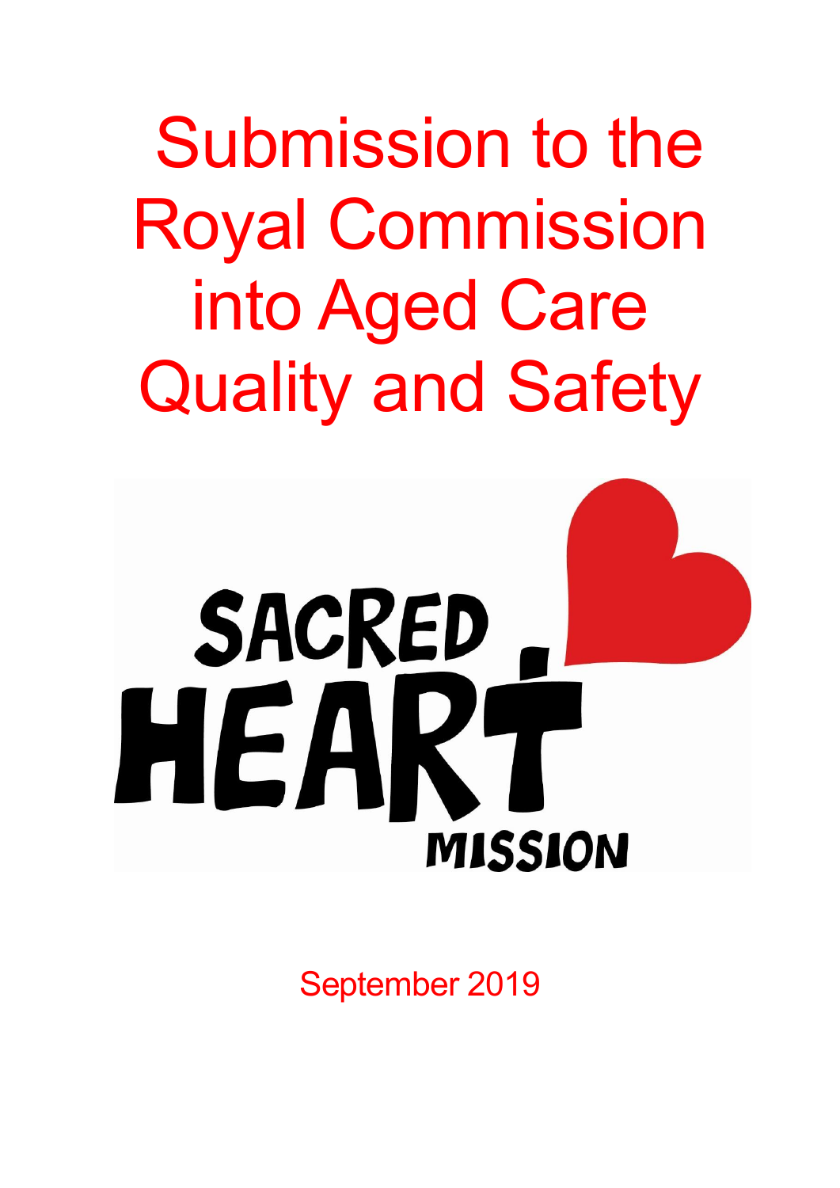# Submission to the Royal Commission into Aged Care Quality and Safety

SACRED HEART MISSION

September 2019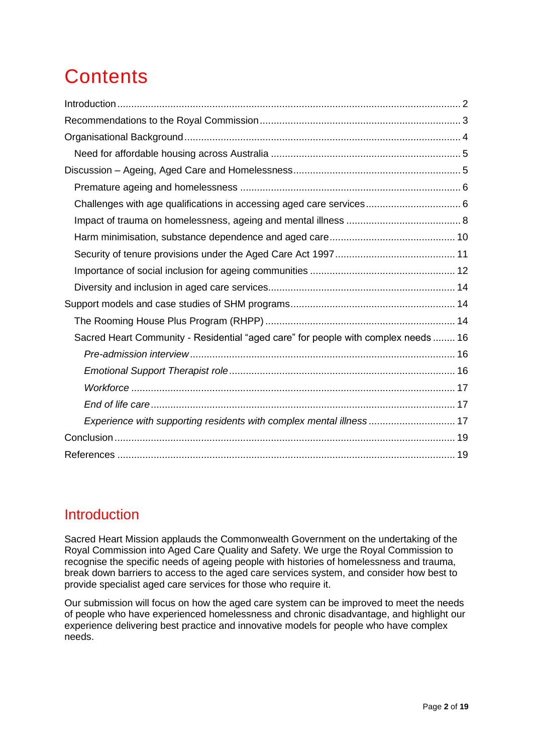# Contents

Introduction .......... 2
Recommendations to the Royal Commission .......... 3
Organisational Background .......... 4
  Need for affordable housing across Australia .......... 5
Discussion – Ageing, Aged Care and Homelessness .......... 5
  Premature ageing and homelessness .......... 6
  Challenges with age qualifications in accessing aged care services .......... 6
  Impact of trauma on homelessness, ageing and mental illness .......... 8
  Harm minimisation, substance dependence and aged care .......... 10
  Security of tenure provisions under the Aged Care Act 1997 .......... 11
  Importance of social inclusion for ageing communities .......... 12
  Diversity and inclusion in aged care services .......... 14
Support models and case studies of SHM programs .......... 14
  The Rooming House Plus Program (RHPP) .......... 14
  Sacred Heart Community - Residential "aged care" for people with complex needs .......... 16
    *Pre-admission interview* .......... 16
    *Emotional Support Therapist role* .......... 16
    *Workforce* .......... 17
    *End of life care* .......... 17
    *Experience with supporting residents with complex mental illness* .......... 17
Conclusion .......... 19
References .......... 19

## Introduction

Sacred Heart Mission applauds the Commonwealth Government on the undertaking of the Royal Commission into Aged Care Quality and Safety. We urge the Royal Commission to recognise the specific needs of ageing people with histories of homelessness and trauma, break down barriers to access to the aged care services system, and consider how best to provide specialist aged care services for those who require it.

Our submission will focus on how the aged care system can be improved to meet the needs of people who have experienced homelessness and chronic disadvantage, and highlight our experience delivering best practice and innovative models for people who have complex needs.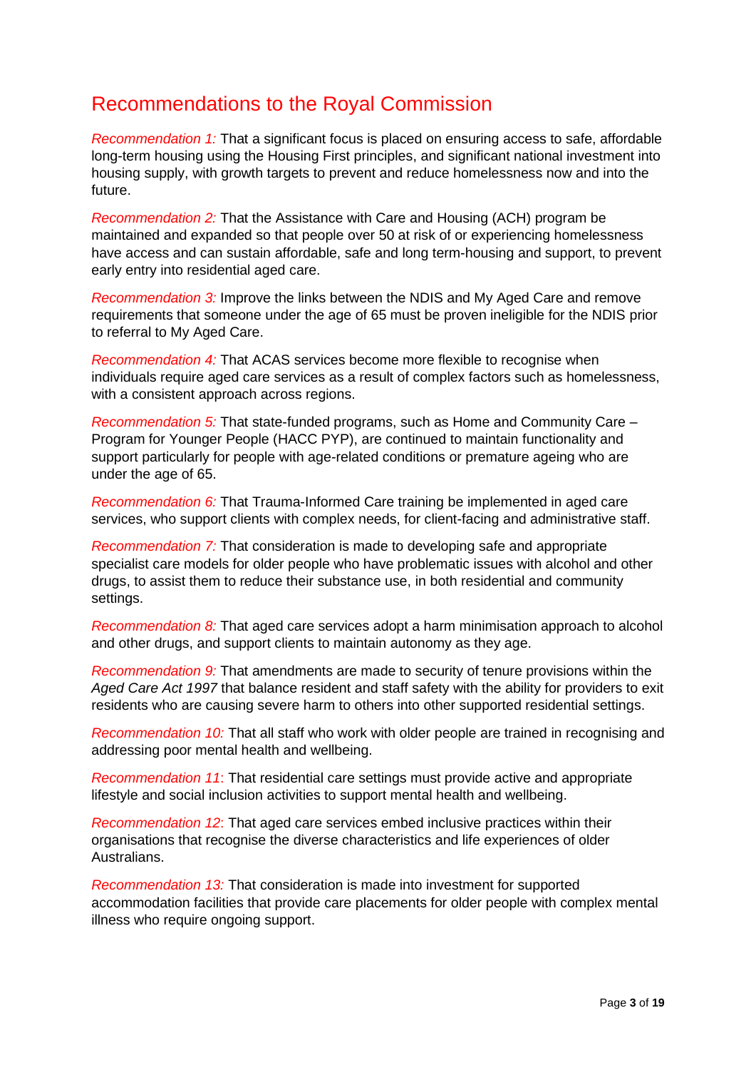## Recommendations to the Royal Commission

*Recommendation 1:* That a significant focus is placed on ensuring access to safe, affordable long-term housing using the Housing First principles, and significant national investment into housing supply, with growth targets to prevent and reduce homelessness now and into the future.

*Recommendation 2:* That the Assistance with Care and Housing (ACH) program be maintained and expanded so that people over 50 at risk of or experiencing homelessness have access and can sustain affordable, safe and long term-housing and support, to prevent early entry into residential aged care.

*Recommendation 3:* Improve the links between the NDIS and My Aged Care and remove requirements that someone under the age of 65 must be proven ineligible for the NDIS prior to referral to My Aged Care.

*Recommendation 4:* That ACAS services become more flexible to recognise when individuals require aged care services as a result of complex factors such as homelessness, with a consistent approach across regions.

*Recommendation 5:* That state-funded programs, such as Home and Community Care – Program for Younger People (HACC PYP), are continued to maintain functionality and support particularly for people with age-related conditions or premature ageing who are under the age of 65.

*Recommendation 6:* That Trauma-Informed Care training be implemented in aged care services, who support clients with complex needs, for client-facing and administrative staff.

*Recommendation 7:* That consideration is made to developing safe and appropriate specialist care models for older people who have problematic issues with alcohol and other drugs, to assist them to reduce their substance use, in both residential and community settings.

*Recommendation 8:* That aged care services adopt a harm minimisation approach to alcohol and other drugs, and support clients to maintain autonomy as they age.

*Recommendation 9:* That amendments are made to security of tenure provisions within the *Aged Care Act 1997* that balance resident and staff safety with the ability for providers to exit residents who are causing severe harm to others into other supported residential settings.

*Recommendation 10:* That all staff who work with older people are trained in recognising and addressing poor mental health and wellbeing.

*Recommendation 11*: That residential care settings must provide active and appropriate lifestyle and social inclusion activities to support mental health and wellbeing.

*Recommendation 12*: That aged care services embed inclusive practices within their organisations that recognise the diverse characteristics and life experiences of older Australians.

*Recommendation 13:* That consideration is made into investment for supported accommodation facilities that provide care placements for older people with complex mental illness who require ongoing support.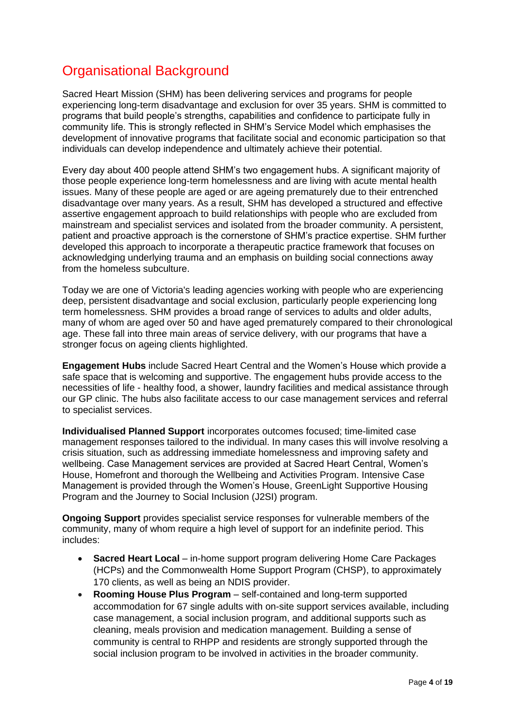# Organisational Background

Sacred Heart Mission (SHM) has been delivering services and programs for people experiencing long-term disadvantage and exclusion for over 35 years. SHM is committed to programs that build people's strengths, capabilities and confidence to participate fully in community life. This is strongly reflected in SHM's Service Model which emphasises the development of innovative programs that facilitate social and economic participation so that individuals can develop independence and ultimately achieve their potential.

Every day about 400 people attend SHM's two engagement hubs. A significant majority of those people experience long-term homelessness and are living with acute mental health issues. Many of these people are aged or are ageing prematurely due to their entrenched disadvantage over many years. As a result, SHM has developed a structured and effective assertive engagement approach to build relationships with people who are excluded from mainstream and specialist services and isolated from the broader community. A persistent, patient and proactive approach is the cornerstone of SHM's practice expertise. SHM further developed this approach to incorporate a therapeutic practice framework that focuses on acknowledging underlying trauma and an emphasis on building social connections away from the homeless subculture.

Today we are one of Victoria's leading agencies working with people who are experiencing deep, persistent disadvantage and social exclusion, particularly people experiencing long term homelessness. SHM provides a broad range of services to adults and older adults, many of whom are aged over 50 and have aged prematurely compared to their chronological age. These fall into three main areas of service delivery, with our programs that have a stronger focus on ageing clients highlighted.

**Engagement Hubs** include Sacred Heart Central and the Women's House which provide a safe space that is welcoming and supportive. The engagement hubs provide access to the necessities of life - healthy food, a shower, laundry facilities and medical assistance through our GP clinic. The hubs also facilitate access to our case management services and referral to specialist services.

**Individualised Planned Support** incorporates outcomes focused; time-limited case management responses tailored to the individual. In many cases this will involve resolving a crisis situation, such as addressing immediate homelessness and improving safety and wellbeing. Case Management services are provided at Sacred Heart Central, Women's House, Homefront and thorough the Wellbeing and Activities Program. Intensive Case Management is provided through the Women's House, GreenLight Supportive Housing Program and the Journey to Social Inclusion (J2SI) program.

**Ongoing Support** provides specialist service responses for vulnerable members of the community, many of whom require a high level of support for an indefinite period. This includes:

- **Sacred Heart Local** – in-home support program delivering Home Care Packages (HCPs) and the Commonwealth Home Support Program (CHSP), to approximately 170 clients, as well as being an NDIS provider.
- **Rooming House Plus Program** – self-contained and long-term supported accommodation for 67 single adults with on-site support services available, including case management, a social inclusion program, and additional supports such as cleaning, meals provision and medication management. Building a sense of community is central to RHPP and residents are strongly supported through the social inclusion program to be involved in activities in the broader community.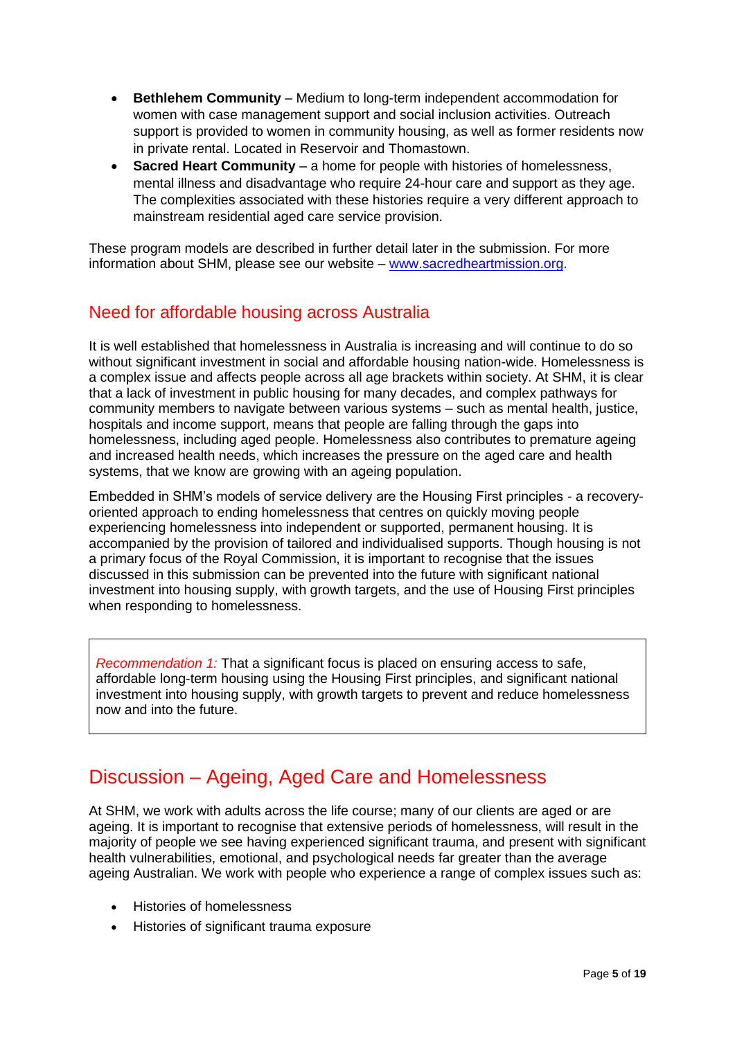- **Bethlehem Community** – Medium to long-term independent accommodation for women with case management support and social inclusion activities. Outreach support is provided to women in community housing, as well as former residents now in private rental. Located in Reservoir and Thomastown.
- **Sacred Heart Community** – a home for people with histories of homelessness, mental illness and disadvantage who require 24-hour care and support as they age. The complexities associated with these histories require a very different approach to mainstream residential aged care service provision.

These program models are described in further detail later in the submission. For more information about SHM, please see our website – [www.sacredheartmission.org](www.sacredheartmission.org).

## Need for affordable housing across Australia

It is well established that homelessness in Australia is increasing and will continue to do so without significant investment in social and affordable housing nation-wide. Homelessness is a complex issue and affects people across all age brackets within society. At SHM, it is clear that a lack of investment in public housing for many decades, and complex pathways for community members to navigate between various systems – such as mental health, justice, hospitals and income support, means that people are falling through the gaps into homelessness, including aged people. Homelessness also contributes to premature ageing and increased health needs, which increases the pressure on the aged care and health systems, that we know are growing with an ageing population.

Embedded in SHM's models of service delivery are the Housing First principles - a recovery-oriented approach to ending homelessness that centres on quickly moving people experiencing homelessness into independent or supported, permanent housing. It is accompanied by the provision of tailored and individualised supports. Though housing is not a primary focus of the Royal Commission, it is important to recognise that the issues discussed in this submission can be prevented into the future with significant national investment into housing supply, with growth targets, and the use of Housing First principles when responding to homelessness.

> *Recommendation 1:* That a significant focus is placed on ensuring access to safe, affordable long-term housing using the Housing First principles, and significant national investment into housing supply, with growth targets to prevent and reduce homelessness now and into the future.

# Discussion – Ageing, Aged Care and Homelessness

At SHM, we work with adults across the life course; many of our clients are aged or are ageing. It is important to recognise that extensive periods of homelessness, will result in the majority of people we see having experienced significant trauma, and present with significant health vulnerabilities, emotional, and psychological needs far greater than the average ageing Australian. We work with people who experience a range of complex issues such as:

- Histories of homelessness
- Histories of significant trauma exposure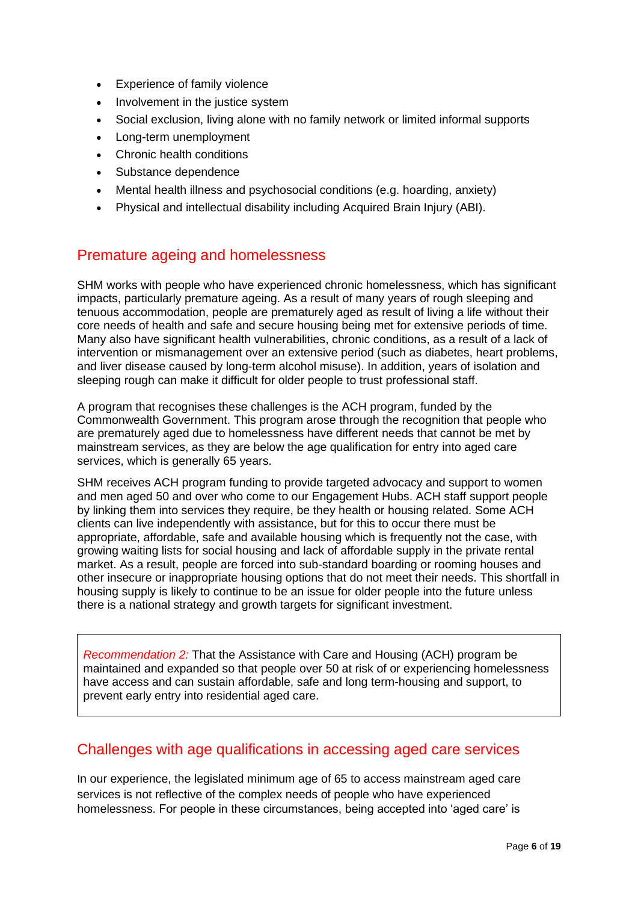- Experience of family violence
- Involvement in the justice system
- Social exclusion, living alone with no family network or limited informal supports
- Long-term unemployment
- Chronic health conditions
- Substance dependence
- Mental health illness and psychosocial conditions (e.g. hoarding, anxiety)
- Physical and intellectual disability including Acquired Brain Injury (ABI).

## Premature ageing and homelessness

SHM works with people who have experienced chronic homelessness, which has significant impacts, particularly premature ageing. As a result of many years of rough sleeping and tenuous accommodation, people are prematurely aged as result of living a life without their core needs of health and safe and secure housing being met for extensive periods of time. Many also have significant health vulnerabilities, chronic conditions, as a result of a lack of intervention or mismanagement over an extensive period (such as diabetes, heart problems, and liver disease caused by long-term alcohol misuse). In addition, years of isolation and sleeping rough can make it difficult for older people to trust professional staff.

A program that recognises these challenges is the ACH program, funded by the Commonwealth Government. This program arose through the recognition that people who are prematurely aged due to homelessness have different needs that cannot be met by mainstream services, as they are below the age qualification for entry into aged care services, which is generally 65 years.

SHM receives ACH program funding to provide targeted advocacy and support to women and men aged 50 and over who come to our Engagement Hubs. ACH staff support people by linking them into services they require, be they health or housing related. Some ACH clients can live independently with assistance, but for this to occur there must be appropriate, affordable, safe and available housing which is frequently not the case, with growing waiting lists for social housing and lack of affordable supply in the private rental market. As a result, people are forced into sub-standard boarding or rooming houses and other insecure or inappropriate housing options that do not meet their needs. This shortfall in housing supply is likely to continue to be an issue for older people into the future unless there is a national strategy and growth targets for significant investment.

> *Recommendation 2:* That the Assistance with Care and Housing (ACH) program be maintained and expanded so that people over 50 at risk of or experiencing homelessness have access and can sustain affordable, safe and long term-housing and support, to prevent early entry into residential aged care.

## Challenges with age qualifications in accessing aged care services

In our experience, the legislated minimum age of 65 to access mainstream aged care services is not reflective of the complex needs of people who have experienced homelessness. For people in these circumstances, being accepted into 'aged care' is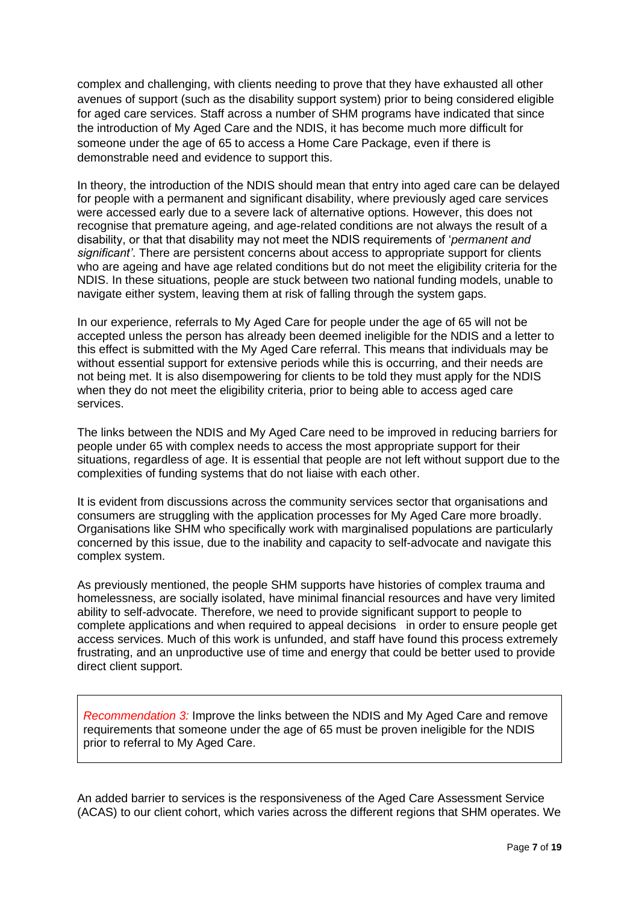complex and challenging, with clients needing to prove that they have exhausted all other avenues of support (such as the disability support system) prior to being considered eligible for aged care services. Staff across a number of SHM programs have indicated that since the introduction of My Aged Care and the NDIS, it has become much more difficult for someone under the age of 65 to access a Home Care Package, even if there is demonstrable need and evidence to support this.

In theory, the introduction of the NDIS should mean that entry into aged care can be delayed for people with a permanent and significant disability, where previously aged care services were accessed early due to a severe lack of alternative options. However, this does not recognise that premature ageing, and age-related conditions are not always the result of a disability, or that that disability may not meet the NDIS requirements of '*permanent and significant*'. There are persistent concerns about access to appropriate support for clients who are ageing and have age related conditions but do not meet the eligibility criteria for the NDIS. In these situations, people are stuck between two national funding models, unable to navigate either system, leaving them at risk of falling through the system gaps.

In our experience, referrals to My Aged Care for people under the age of 65 will not be accepted unless the person has already been deemed ineligible for the NDIS and a letter to this effect is submitted with the My Aged Care referral. This means that individuals may be without essential support for extensive periods while this is occurring, and their needs are not being met. It is also disempowering for clients to be told they must apply for the NDIS when they do not meet the eligibility criteria, prior to being able to access aged care services.

The links between the NDIS and My Aged Care need to be improved in reducing barriers for people under 65 with complex needs to access the most appropriate support for their situations, regardless of age. It is essential that people are not left without support due to the complexities of funding systems that do not liaise with each other.

It is evident from discussions across the community services sector that organisations and consumers are struggling with the application processes for My Aged Care more broadly. Organisations like SHM who specifically work with marginalised populations are particularly concerned by this issue, due to the inability and capacity to self-advocate and navigate this complex system.

As previously mentioned, the people SHM supports have histories of complex trauma and homelessness, are socially isolated, have minimal financial resources and have very limited ability to self-advocate. Therefore, we need to provide significant support to people to complete applications and when required to appeal decisions in order to ensure people get access services. Much of this work is unfunded, and staff have found this process extremely frustrating, and an unproductive use of time and energy that could be better used to provide direct client support.

> *Recommendation 3:* Improve the links between the NDIS and My Aged Care and remove requirements that someone under the age of 65 must be proven ineligible for the NDIS prior to referral to My Aged Care.

An added barrier to services is the responsiveness of the Aged Care Assessment Service (ACAS) to our client cohort, which varies across the different regions that SHM operates. We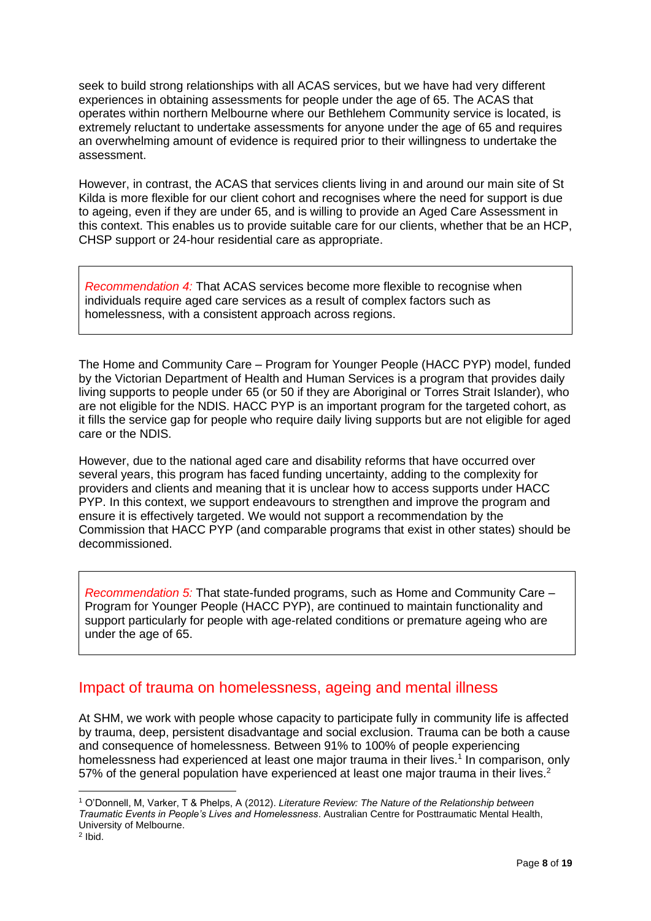seek to build strong relationships with all ACAS services, but we have had very different experiences in obtaining assessments for people under the age of 65. The ACAS that operates within northern Melbourne where our Bethlehem Community service is located, is extremely reluctant to undertake assessments for anyone under the age of 65 and requires an overwhelming amount of evidence is required prior to their willingness to undertake the assessment.

However, in contrast, the ACAS that services clients living in and around our main site of St Kilda is more flexible for our client cohort and recognises where the need for support is due to ageing, even if they are under 65, and is willing to provide an Aged Care Assessment in this context. This enables us to provide suitable care for our clients, whether that be an HCP, CHSP support or 24-hour residential care as appropriate.

> *Recommendation 4:* That ACAS services become more flexible to recognise when individuals require aged care services as a result of complex factors such as homelessness, with a consistent approach across regions.

The Home and Community Care – Program for Younger People (HACC PYP) model, funded by the Victorian Department of Health and Human Services is a program that provides daily living supports to people under 65 (or 50 if they are Aboriginal or Torres Strait Islander), who are not eligible for the NDIS. HACC PYP is an important program for the targeted cohort, as it fills the service gap for people who require daily living supports but are not eligible for aged care or the NDIS.

However, due to the national aged care and disability reforms that have occurred over several years, this program has faced funding uncertainty, adding to the complexity for providers and clients and meaning that it is unclear how to access supports under HACC PYP. In this context, we support endeavours to strengthen and improve the program and ensure it is effectively targeted. We would not support a recommendation by the Commission that HACC PYP (and comparable programs that exist in other states) should be decommissioned.

> *Recommendation 5:* That state-funded programs, such as Home and Community Care – Program for Younger People (HACC PYP), are continued to maintain functionality and support particularly for people with age-related conditions or premature ageing who are under the age of 65.

## Impact of trauma on homelessness, ageing and mental illness

At SHM, we work with people whose capacity to participate fully in community life is affected by trauma, deep, persistent disadvantage and social exclusion. Trauma can be both a cause and consequence of homelessness. Between 91% to 100% of people experiencing homelessness had experienced at least one major trauma in their lives.[1] In comparison, only 57% of the general population have experienced at least one major trauma in their lives.[2]

[1] O'Donnell, M, Varker, T & Phelps, A (2012). *Literature Review: The Nature of the Relationship between Traumatic Events in People's Lives and Homelessness*. Australian Centre for Posttraumatic Mental Health, University of Melbourne.

[2] Ibid.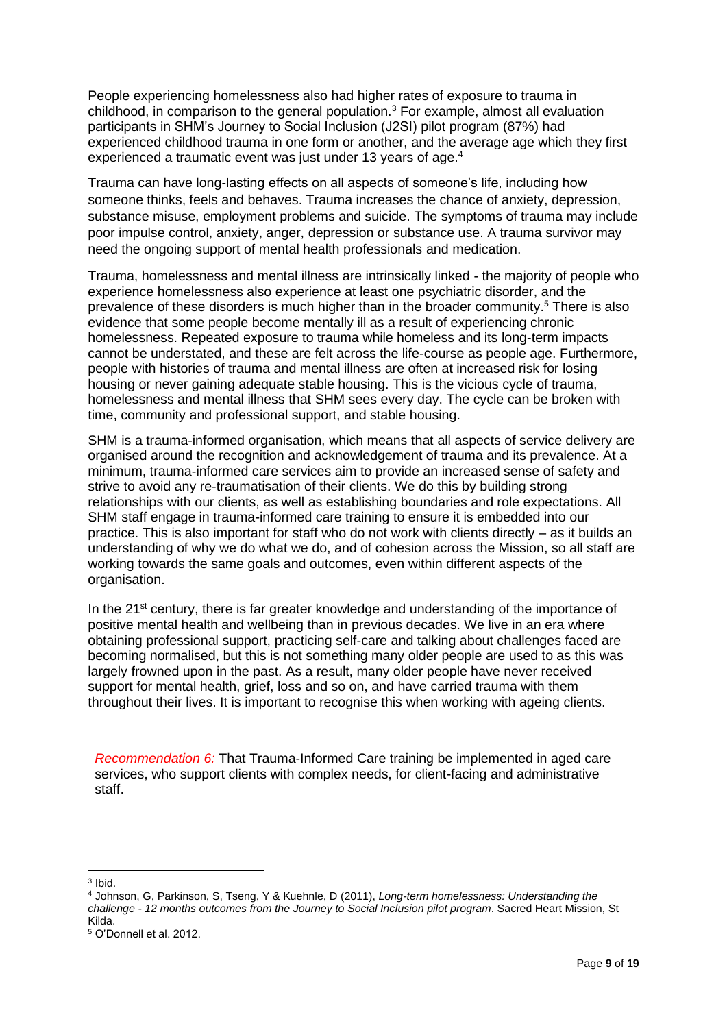People experiencing homelessness also had higher rates of exposure to trauma in childhood, in comparison to the general population.[3] For example, almost all evaluation participants in SHM's Journey to Social Inclusion (J2SI) pilot program (87%) had experienced childhood trauma in one form or another, and the average age which they first experienced a traumatic event was just under 13 years of age.[4]

Trauma can have long-lasting effects on all aspects of someone's life, including how someone thinks, feels and behaves. Trauma increases the chance of anxiety, depression, substance misuse, employment problems and suicide. The symptoms of trauma may include poor impulse control, anxiety, anger, depression or substance use. A trauma survivor may need the ongoing support of mental health professionals and medication.

Trauma, homelessness and mental illness are intrinsically linked - the majority of people who experience homelessness also experience at least one psychiatric disorder, and the prevalence of these disorders is much higher than in the broader community.[5] There is also evidence that some people become mentally ill as a result of experiencing chronic homelessness. Repeated exposure to trauma while homeless and its long-term impacts cannot be understated, and these are felt across the life-course as people age. Furthermore, people with histories of trauma and mental illness are often at increased risk for losing housing or never gaining adequate stable housing. This is the vicious cycle of trauma, homelessness and mental illness that SHM sees every day. The cycle can be broken with time, community and professional support, and stable housing.

SHM is a trauma-informed organisation, which means that all aspects of service delivery are organised around the recognition and acknowledgement of trauma and its prevalence. At a minimum, trauma-informed care services aim to provide an increased sense of safety and strive to avoid any re-traumatisation of their clients. We do this by building strong relationships with our clients, as well as establishing boundaries and role expectations. All SHM staff engage in trauma-informed care training to ensure it is embedded into our practice. This is also important for staff who do not work with clients directly – as it builds an understanding of why we do what we do, and of cohesion across the Mission, so all staff are working towards the same goals and outcomes, even within different aspects of the organisation.

In the 21st century, there is far greater knowledge and understanding of the importance of positive mental health and wellbeing than in previous decades. We live in an era where obtaining professional support, practicing self-care and talking about challenges faced are becoming normalised, but this is not something many older people are used to as this was largely frowned upon in the past. As a result, many older people have never received support for mental health, grief, loss and so on, and have carried trauma with them throughout their lives. It is important to recognise this when working with ageing clients.

> *Recommendation 6:* That Trauma-Informed Care training be implemented in aged care services, who support clients with complex needs, for client-facing and administrative staff.

---

[3] Ibid.

[4] Johnson, G, Parkinson, S, Tseng, Y & Kuehnle, D (2011), *Long-term homelessness: Understanding the challenge - 12 months outcomes from the Journey to Social Inclusion pilot program*. Sacred Heart Mission, St Kilda.

[5] O'Donnell et al. 2012.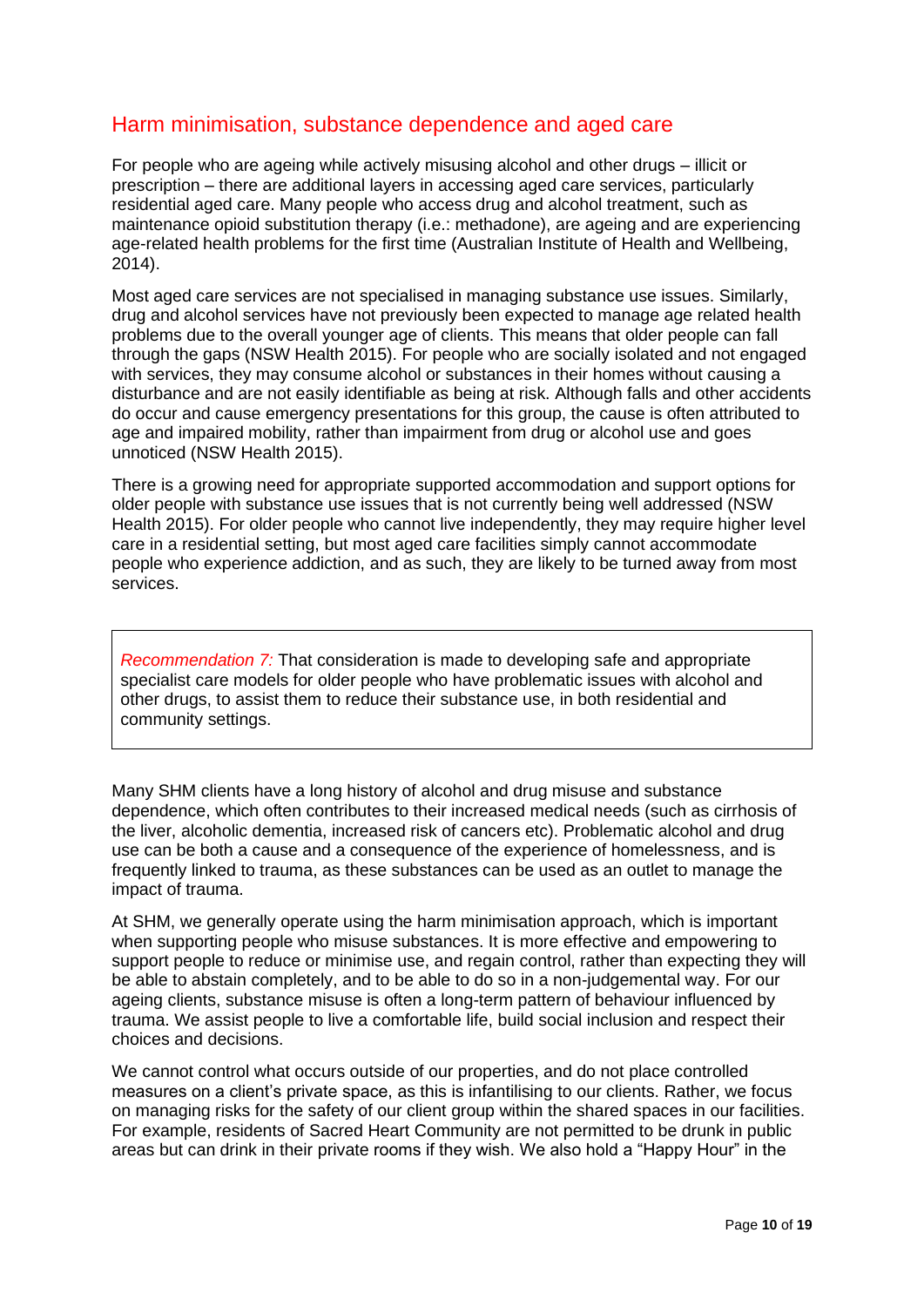## Harm minimisation, substance dependence and aged care

For people who are ageing while actively misusing alcohol and other drugs – illicit or prescription – there are additional layers in accessing aged care services, particularly residential aged care. Many people who access drug and alcohol treatment, such as maintenance opioid substitution therapy (i.e.: methadone), are ageing and are experiencing age-related health problems for the first time (Australian Institute of Health and Wellbeing, 2014).

Most aged care services are not specialised in managing substance use issues. Similarly, drug and alcohol services have not previously been expected to manage age related health problems due to the overall younger age of clients. This means that older people can fall through the gaps (NSW Health 2015). For people who are socially isolated and not engaged with services, they may consume alcohol or substances in their homes without causing a disturbance and are not easily identifiable as being at risk. Although falls and other accidents do occur and cause emergency presentations for this group, the cause is often attributed to age and impaired mobility, rather than impairment from drug or alcohol use and goes unnoticed (NSW Health 2015).

There is a growing need for appropriate supported accommodation and support options for older people with substance use issues that is not currently being well addressed (NSW Health 2015). For older people who cannot live independently, they may require higher level care in a residential setting, but most aged care facilities simply cannot accommodate people who experience addiction, and as such, they are likely to be turned away from most services.

> *Recommendation 7:* That consideration is made to developing safe and appropriate specialist care models for older people who have problematic issues with alcohol and other drugs, to assist them to reduce their substance use, in both residential and community settings.

Many SHM clients have a long history of alcohol and drug misuse and substance dependence, which often contributes to their increased medical needs (such as cirrhosis of the liver, alcoholic dementia, increased risk of cancers etc). Problematic alcohol and drug use can be both a cause and a consequence of the experience of homelessness, and is frequently linked to trauma, as these substances can be used as an outlet to manage the impact of trauma.

At SHM, we generally operate using the harm minimisation approach, which is important when supporting people who misuse substances. It is more effective and empowering to support people to reduce or minimise use, and regain control, rather than expecting they will be able to abstain completely, and to be able to do so in a non-judgemental way. For our ageing clients, substance misuse is often a long-term pattern of behaviour influenced by trauma. We assist people to live a comfortable life, build social inclusion and respect their choices and decisions.

We cannot control what occurs outside of our properties, and do not place controlled measures on a client's private space, as this is infantilising to our clients. Rather, we focus on managing risks for the safety of our client group within the shared spaces in our facilities. For example, residents of Sacred Heart Community are not permitted to be drunk in public areas but can drink in their private rooms if they wish. We also hold a "Happy Hour" in the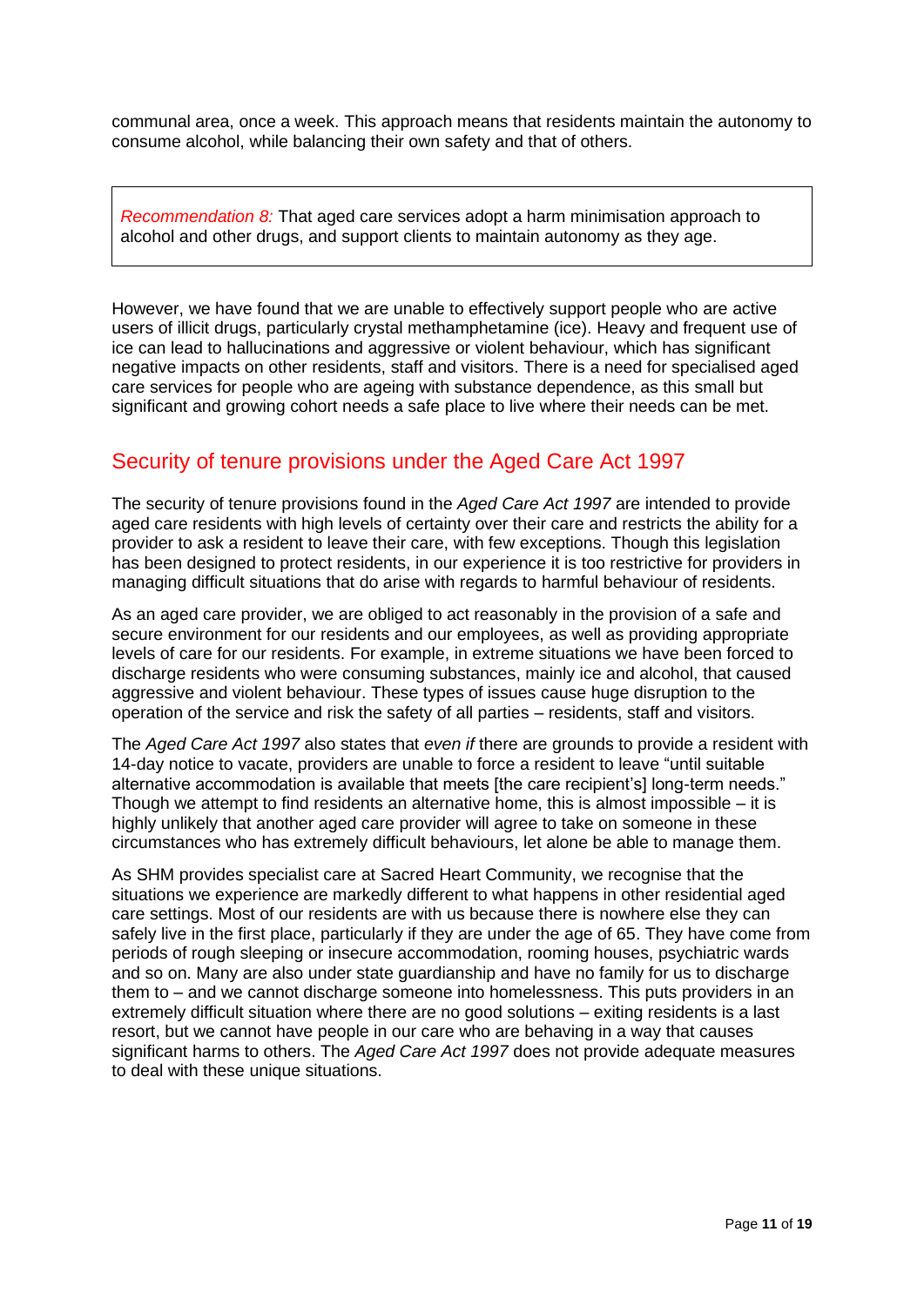communal area, once a week. This approach means that residents maintain the autonomy to consume alcohol, while balancing their own safety and that of others.

> *Recommendation 8:* That aged care services adopt a harm minimisation approach to alcohol and other drugs, and support clients to maintain autonomy as they age.

However, we have found that we are unable to effectively support people who are active users of illicit drugs, particularly crystal methamphetamine (ice). Heavy and frequent use of ice can lead to hallucinations and aggressive or violent behaviour, which has significant negative impacts on other residents, staff and visitors. There is a need for specialised aged care services for people who are ageing with substance dependence, as this small but significant and growing cohort needs a safe place to live where their needs can be met.

## Security of tenure provisions under the Aged Care Act 1997

The security of tenure provisions found in the *Aged Care Act 1997* are intended to provide aged care residents with high levels of certainty over their care and restricts the ability for a provider to ask a resident to leave their care, with few exceptions. Though this legislation has been designed to protect residents, in our experience it is too restrictive for providers in managing difficult situations that do arise with regards to harmful behaviour of residents.

As an aged care provider, we are obliged to act reasonably in the provision of a safe and secure environment for our residents and our employees, as well as providing appropriate levels of care for our residents. For example, in extreme situations we have been forced to discharge residents who were consuming substances, mainly ice and alcohol, that caused aggressive and violent behaviour. These types of issues cause huge disruption to the operation of the service and risk the safety of all parties – residents, staff and visitors.

The *Aged Care Act 1997* also states that *even if* there are grounds to provide a resident with 14-day notice to vacate, providers are unable to force a resident to leave "until suitable alternative accommodation is available that meets [the care recipient's] long-term needs." Though we attempt to find residents an alternative home, this is almost impossible – it is highly unlikely that another aged care provider will agree to take on someone in these circumstances who has extremely difficult behaviours, let alone be able to manage them.

As SHM provides specialist care at Sacred Heart Community, we recognise that the situations we experience are markedly different to what happens in other residential aged care settings. Most of our residents are with us because there is nowhere else they can safely live in the first place, particularly if they are under the age of 65. They have come from periods of rough sleeping or insecure accommodation, rooming houses, psychiatric wards and so on. Many are also under state guardianship and have no family for us to discharge them to – and we cannot discharge someone into homelessness. This puts providers in an extremely difficult situation where there are no good solutions – exiting residents is a last resort, but we cannot have people in our care who are behaving in a way that causes significant harms to others. The *Aged Care Act 1997* does not provide adequate measures to deal with these unique situations.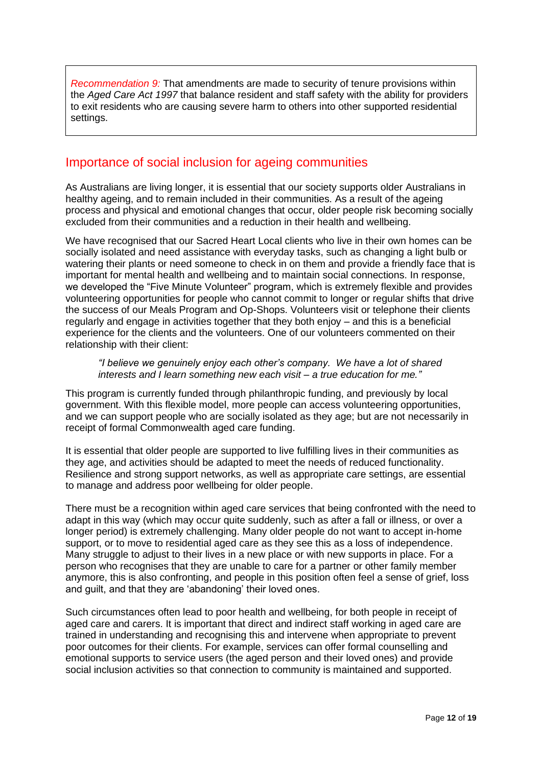> *Recommendation 9:* That amendments are made to security of tenure provisions within the *Aged Care Act 1997* that balance resident and staff safety with the ability for providers to exit residents who are causing severe harm to others into other supported residential settings.

## Importance of social inclusion for ageing communities

As Australians are living longer, it is essential that our society supports older Australians in healthy ageing, and to remain included in their communities. As a result of the ageing process and physical and emotional changes that occur, older people risk becoming socially excluded from their communities and a reduction in their health and wellbeing.

We have recognised that our Sacred Heart Local clients who live in their own homes can be socially isolated and need assistance with everyday tasks, such as changing a light bulb or watering their plants or need someone to check in on them and provide a friendly face that is important for mental health and wellbeing and to maintain social connections. In response, we developed the "Five Minute Volunteer" program, which is extremely flexible and provides volunteering opportunities for people who cannot commit to longer or regular shifts that drive the success of our Meals Program and Op-Shops. Volunteers visit or telephone their clients regularly and engage in activities together that they both enjoy – and this is a beneficial experience for the clients and the volunteers. One of our volunteers commented on their relationship with their client:

> *"I believe we genuinely enjoy each other's company. We have a lot of shared interests and I learn something new each visit – a true education for me."*

This program is currently funded through philanthropic funding, and previously by local government. With this flexible model, more people can access volunteering opportunities, and we can support people who are socially isolated as they age; but are not necessarily in receipt of formal Commonwealth aged care funding.

It is essential that older people are supported to live fulfilling lives in their communities as they age, and activities should be adapted to meet the needs of reduced functionality. Resilience and strong support networks, as well as appropriate care settings, are essential to manage and address poor wellbeing for older people.

There must be a recognition within aged care services that being confronted with the need to adapt in this way (which may occur quite suddenly, such as after a fall or illness, or over a longer period) is extremely challenging. Many older people do not want to accept in-home support, or to move to residential aged care as they see this as a loss of independence. Many struggle to adjust to their lives in a new place or with new supports in place. For a person who recognises that they are unable to care for a partner or other family member anymore, this is also confronting, and people in this position often feel a sense of grief, loss and guilt, and that they are 'abandoning' their loved ones.

Such circumstances often lead to poor health and wellbeing, for both people in receipt of aged care and carers. It is important that direct and indirect staff working in aged care are trained in understanding and recognising this and intervene when appropriate to prevent poor outcomes for their clients. For example, services can offer formal counselling and emotional supports to service users (the aged person and their loved ones) and provide social inclusion activities so that connection to community is maintained and supported.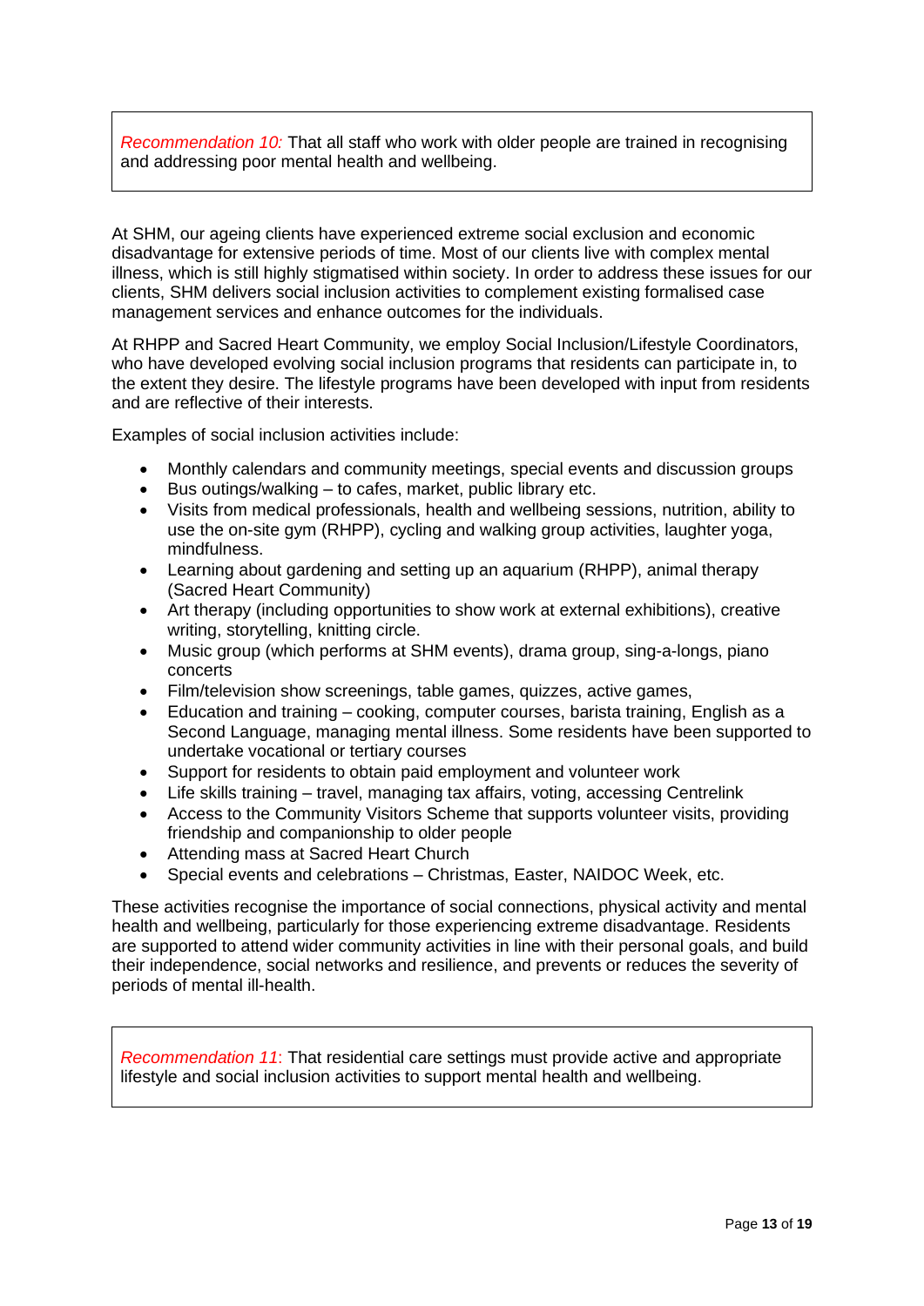> *Recommendation 10:* That all staff who work with older people are trained in recognising and addressing poor mental health and wellbeing.

At SHM, our ageing clients have experienced extreme social exclusion and economic disadvantage for extensive periods of time. Most of our clients live with complex mental illness, which is still highly stigmatised within society. In order to address these issues for our clients, SHM delivers social inclusion activities to complement existing formalised case management services and enhance outcomes for the individuals.

At RHPP and Sacred Heart Community, we employ Social Inclusion/Lifestyle Coordinators, who have developed evolving social inclusion programs that residents can participate in, to the extent they desire. The lifestyle programs have been developed with input from residents and are reflective of their interests.

Examples of social inclusion activities include:

- Monthly calendars and community meetings, special events and discussion groups
- Bus outings/walking – to cafes, market, public library etc.
- Visits from medical professionals, health and wellbeing sessions, nutrition, ability to use the on-site gym (RHPP), cycling and walking group activities, laughter yoga, mindfulness.
- Learning about gardening and setting up an aquarium (RHPP), animal therapy (Sacred Heart Community)
- Art therapy (including opportunities to show work at external exhibitions), creative writing, storytelling, knitting circle.
- Music group (which performs at SHM events), drama group, sing-a-longs, piano concerts
- Film/television show screenings, table games, quizzes, active games,
- Education and training – cooking, computer courses, barista training, English as a Second Language, managing mental illness. Some residents have been supported to undertake vocational or tertiary courses
- Support for residents to obtain paid employment and volunteer work
- Life skills training – travel, managing tax affairs, voting, accessing Centrelink
- Access to the Community Visitors Scheme that supports volunteer visits, providing friendship and companionship to older people
- Attending mass at Sacred Heart Church
- Special events and celebrations – Christmas, Easter, NAIDOC Week, etc.

These activities recognise the importance of social connections, physical activity and mental health and wellbeing, particularly for those experiencing extreme disadvantage. Residents are supported to attend wider community activities in line with their personal goals, and build their independence, social networks and resilience, and prevents or reduces the severity of periods of mental ill-health.

> *Recommendation 11*: That residential care settings must provide active and appropriate lifestyle and social inclusion activities to support mental health and wellbeing.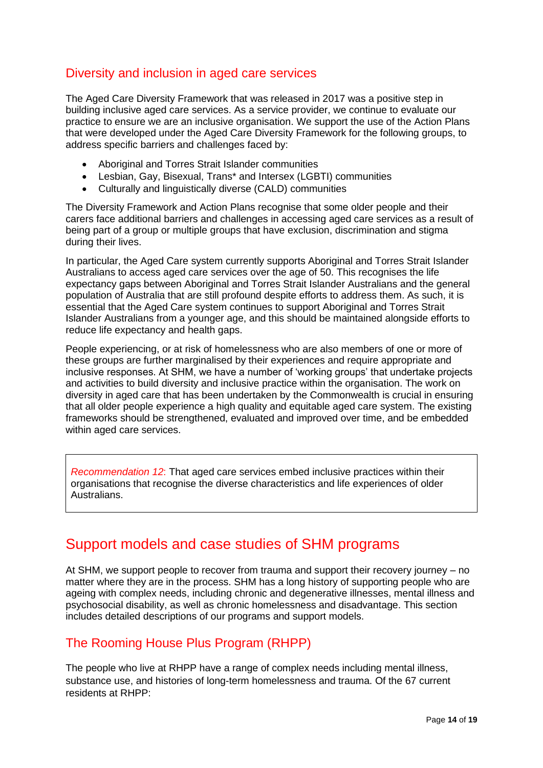## Diversity and inclusion in aged care services

The Aged Care Diversity Framework that was released in 2017 was a positive step in building inclusive aged care services. As a service provider, we continue to evaluate our practice to ensure we are an inclusive organisation. We support the use of the Action Plans that were developed under the Aged Care Diversity Framework for the following groups, to address specific barriers and challenges faced by:

- Aboriginal and Torres Strait Islander communities
- Lesbian, Gay, Bisexual, Trans* and Intersex (LGBTI) communities
- Culturally and linguistically diverse (CALD) communities

The Diversity Framework and Action Plans recognise that some older people and their carers face additional barriers and challenges in accessing aged care services as a result of being part of a group or multiple groups that have exclusion, discrimination and stigma during their lives.

In particular, the Aged Care system currently supports Aboriginal and Torres Strait Islander Australians to access aged care services over the age of 50. This recognises the life expectancy gaps between Aboriginal and Torres Strait Islander Australians and the general population of Australia that are still profound despite efforts to address them. As such, it is essential that the Aged Care system continues to support Aboriginal and Torres Strait Islander Australians from a younger age, and this should be maintained alongside efforts to reduce life expectancy and health gaps.

People experiencing, or at risk of homelessness who are also members of one or more of these groups are further marginalised by their experiences and require appropriate and inclusive responses. At SHM, we have a number of 'working groups' that undertake projects and activities to build diversity and inclusive practice within the organisation. The work on diversity in aged care that has been undertaken by the Commonwealth is crucial in ensuring that all older people experience a high quality and equitable aged care system. The existing frameworks should be strengthened, evaluated and improved over time, and be embedded within aged care services.

> *Recommendation 12*: That aged care services embed inclusive practices within their organisations that recognise the diverse characteristics and life experiences of older Australians.

# Support models and case studies of SHM programs

At SHM, we support people to recover from trauma and support their recovery journey – no matter where they are in the process. SHM has a long history of supporting people who are ageing with complex needs, including chronic and degenerative illnesses, mental illness and psychosocial disability, as well as chronic homelessness and disadvantage. This section includes detailed descriptions of our programs and support models.

## The Rooming House Plus Program (RHPP)

The people who live at RHPP have a range of complex needs including mental illness, substance use, and histories of long-term homelessness and trauma. Of the 67 current residents at RHPP: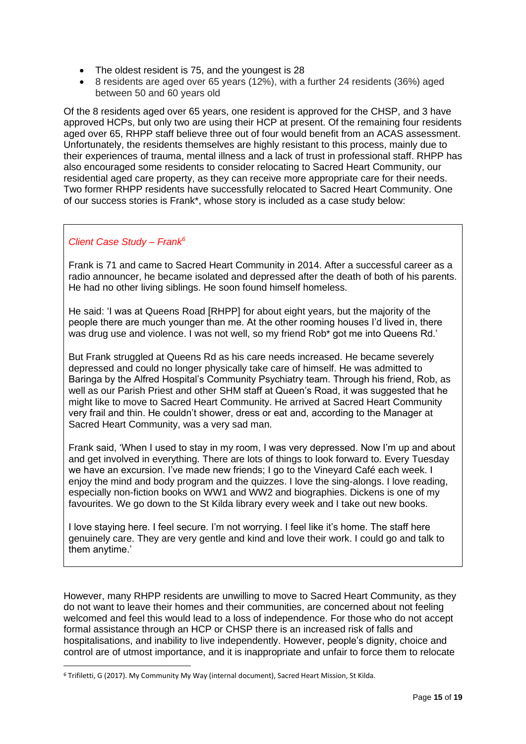- The oldest resident is 75, and the youngest is 28
- 8 residents are aged over 65 years (12%), with a further 24 residents (36%) aged between 50 and 60 years old

Of the 8 residents aged over 65 years, one resident is approved for the CHSP, and 3 have approved HCPs, but only two are using their HCP at present. Of the remaining four residents aged over 65, RHPP staff believe three out of four would benefit from an ACAS assessment. Unfortunately, the residents themselves are highly resistant to this process, mainly due to their experiences of trauma, mental illness and a lack of trust in professional staff. RHPP has also encouraged some residents to consider relocating to Sacred Heart Community, our residential aged care property, as they can receive more appropriate care for their needs. Two former RHPP residents have successfully relocated to Sacred Heart Community. One of our success stories is Frank*, whose story is included as a case study below:

> *Client Case Study – Frank*[6]
>
> Frank is 71 and came to Sacred Heart Community in 2014. After a successful career as a radio announcer, he became isolated and depressed after the death of both of his parents. He had no other living siblings. He soon found himself homeless.
>
> He said: 'I was at Queens Road [RHPP] for about eight years, but the majority of the people there are much younger than me. At the other rooming houses I'd lived in, there was drug use and violence. I was not well, so my friend Rob* got me into Queens Rd.'
>
> But Frank struggled at Queens Rd as his care needs increased. He became severely depressed and could no longer physically take care of himself. He was admitted to Baringa by the Alfred Hospital's Community Psychiatry team. Through his friend, Rob, as well as our Parish Priest and other SHM staff at Queen's Road, it was suggested that he might like to move to Sacred Heart Community. He arrived at Sacred Heart Community very frail and thin. He couldn't shower, dress or eat and, according to the Manager at Sacred Heart Community, was a very sad man.
>
> Frank said, 'When I used to stay in my room, I was very depressed. Now I'm up and about and get involved in everything. There are lots of things to look forward to. Every Tuesday we have an excursion. I've made new friends; I go to the Vineyard Café each week. I enjoy the mind and body program and the quizzes. I love the sing-alongs. I love reading, especially non-fiction books on WW1 and WW2 and biographies. Dickens is one of my favourites. We go down to the St Kilda library every week and I take out new books.
>
> I love staying here. I feel secure. I'm not worrying. I feel like it's home. The staff here genuinely care. They are very gentle and kind and love their work. I could go and talk to them anytime.'

However, many RHPP residents are unwilling to move to Sacred Heart Community, as they do not want to leave their homes and their communities, are concerned about not feeling welcomed and feel this would lead to a loss of independence. For those who do not accept formal assistance through an HCP or CHSP there is an increased risk of falls and hospitalisations, and inability to live independently. However, people's dignity, choice and control are of utmost importance, and it is inappropriate and unfair to force them to relocate

---

[6] Trifiletti, G (2017). My Community My Way (internal document), Sacred Heart Mission, St Kilda.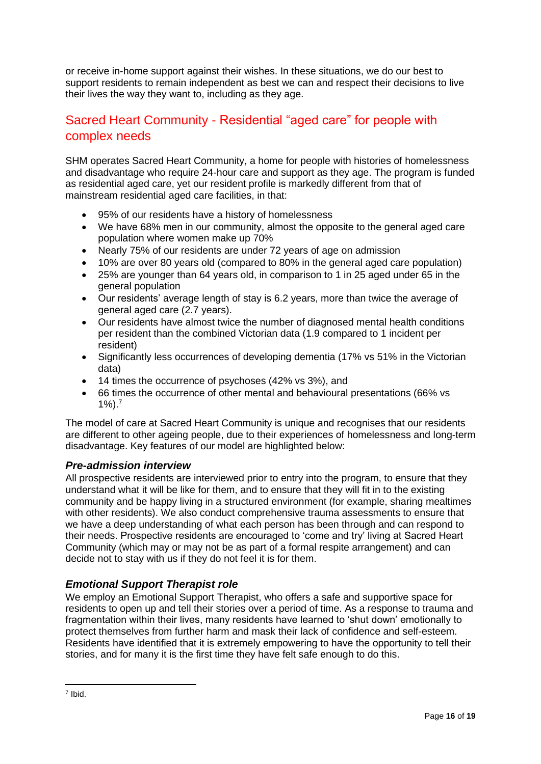or receive in-home support against their wishes. In these situations, we do our best to support residents to remain independent as best we can and respect their decisions to live their lives the way they want to, including as they age.

## Sacred Heart Community - Residential "aged care" for people with complex needs

SHM operates Sacred Heart Community, a home for people with histories of homelessness and disadvantage who require 24-hour care and support as they age. The program is funded as residential aged care, yet our resident profile is markedly different from that of mainstream residential aged care facilities, in that:

- 95% of our residents have a history of homelessness
- We have 68% men in our community, almost the opposite to the general aged care population where women make up 70%
- Nearly 75% of our residents are under 72 years of age on admission
- 10% are over 80 years old (compared to 80% in the general aged care population)
- 25% are younger than 64 years old, in comparison to 1 in 25 aged under 65 in the general population
- Our residents' average length of stay is 6.2 years, more than twice the average of general aged care (2.7 years).
- Our residents have almost twice the number of diagnosed mental health conditions per resident than the combined Victorian data (1.9 compared to 1 incident per resident)
- Significantly less occurrences of developing dementia (17% vs 51% in the Victorian data)
- 14 times the occurrence of psychoses (42% vs 3%), and
- 66 times the occurrence of other mental and behavioural presentations (66% vs 1%).[7]

The model of care at Sacred Heart Community is unique and recognises that our residents are different to other ageing people, due to their experiences of homelessness and long-term disadvantage. Key features of our model are highlighted below:

### *Pre-admission interview*

All prospective residents are interviewed prior to entry into the program, to ensure that they understand what it will be like for them, and to ensure that they will fit in to the existing community and be happy living in a structured environment (for example, sharing mealtimes with other residents). We also conduct comprehensive trauma assessments to ensure that we have a deep understanding of what each person has been through and can respond to their needs. Prospective residents are encouraged to 'come and try' living at Sacred Heart Community (which may or may not be as part of a formal respite arrangement) and can decide not to stay with us if they do not feel it is for them.

### *Emotional Support Therapist role*

We employ an Emotional Support Therapist, who offers a safe and supportive space for residents to open up and tell their stories over a period of time. As a response to trauma and fragmentation within their lives, many residents have learned to 'shut down' emotionally to protect themselves from further harm and mask their lack of confidence and self-esteem. Residents have identified that it is extremely empowering to have the opportunity to tell their stories, and for many it is the first time they have felt safe enough to do this.

---

[7] Ibid.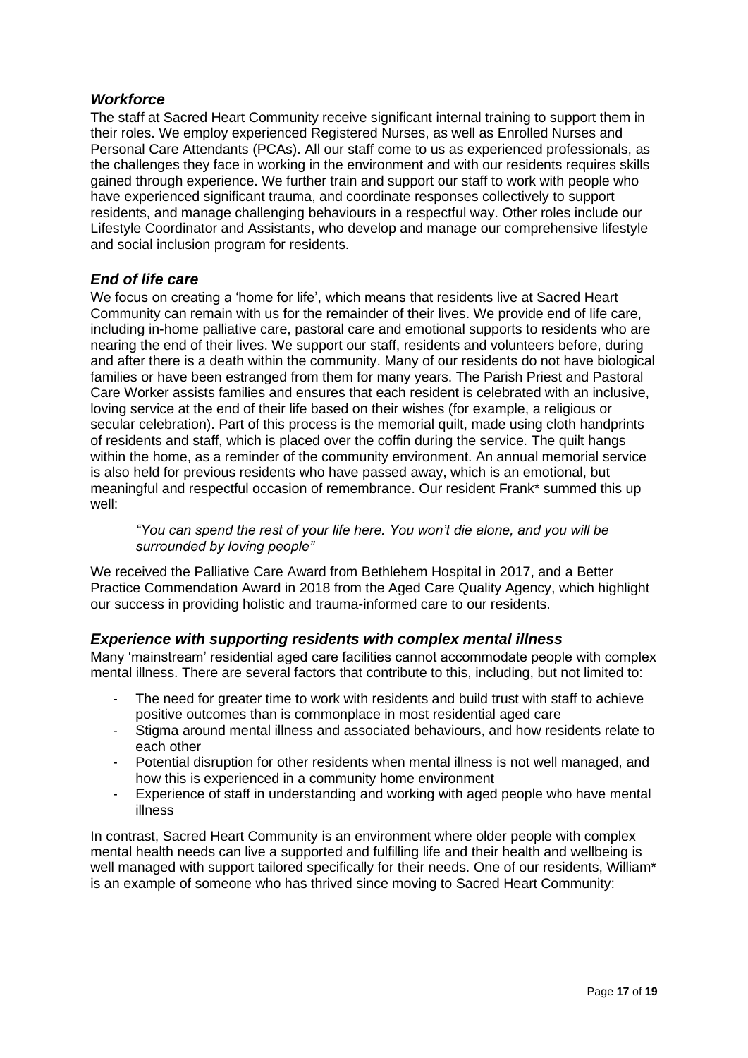### *Workforce*

The staff at Sacred Heart Community receive significant internal training to support them in their roles. We employ experienced Registered Nurses, as well as Enrolled Nurses and Personal Care Attendants (PCAs). All our staff come to us as experienced professionals, as the challenges they face in working in the environment and with our residents requires skills gained through experience. We further train and support our staff to work with people who have experienced significant trauma, and coordinate responses collectively to support residents, and manage challenging behaviours in a respectful way. Other roles include our Lifestyle Coordinator and Assistants, who develop and manage our comprehensive lifestyle and social inclusion program for residents.

### *End of life care*

We focus on creating a 'home for life', which means that residents live at Sacred Heart Community can remain with us for the remainder of their lives. We provide end of life care, including in-home palliative care, pastoral care and emotional supports to residents who are nearing the end of their lives. We support our staff, residents and volunteers before, during and after there is a death within the community. Many of our residents do not have biological families or have been estranged from them for many years. The Parish Priest and Pastoral Care Worker assists families and ensures that each resident is celebrated with an inclusive, loving service at the end of their life based on their wishes (for example, a religious or secular celebration). Part of this process is the memorial quilt, made using cloth handprints of residents and staff, which is placed over the coffin during the service. The quilt hangs within the home, as a reminder of the community environment. An annual memorial service is also held for previous residents who have passed away, which is an emotional, but meaningful and respectful occasion of remembrance. Our resident Frank* summed this up well:

> *"You can spend the rest of your life here. You won't die alone, and you will be surrounded by loving people"*

We received the Palliative Care Award from Bethlehem Hospital in 2017, and a Better Practice Commendation Award in 2018 from the Aged Care Quality Agency, which highlight our success in providing holistic and trauma-informed care to our residents.

### *Experience with supporting residents with complex mental illness*

Many 'mainstream' residential aged care facilities cannot accommodate people with complex mental illness. There are several factors that contribute to this, including, but not limited to:

- The need for greater time to work with residents and build trust with staff to achieve positive outcomes than is commonplace in most residential aged care
- Stigma around mental illness and associated behaviours, and how residents relate to each other
- Potential disruption for other residents when mental illness is not well managed, and how this is experienced in a community home environment
- Experience of staff in understanding and working with aged people who have mental illness

In contrast, Sacred Heart Community is an environment where older people with complex mental health needs can live a supported and fulfilling life and their health and wellbeing is well managed with support tailored specifically for their needs. One of our residents, William* is an example of someone who has thrived since moving to Sacred Heart Community: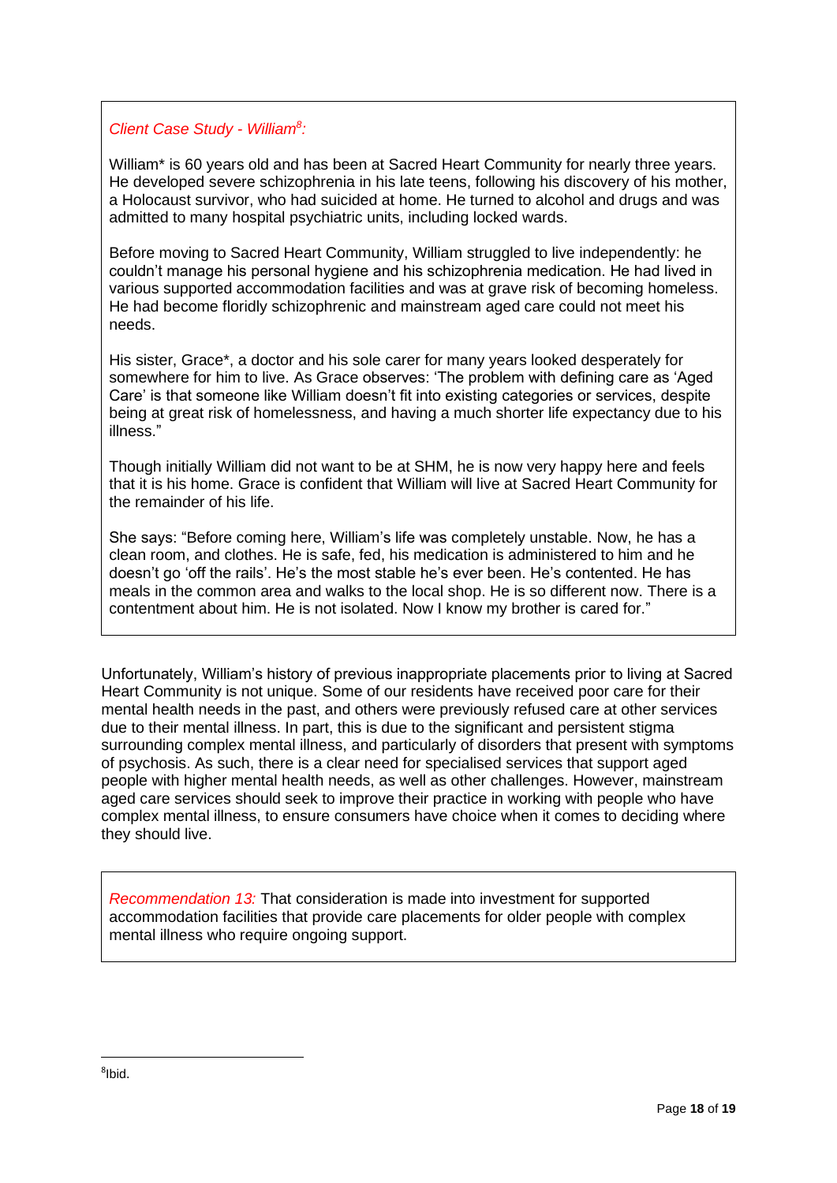*Client Case Study - William[8]:*

William* is 60 years old and has been at Sacred Heart Community for nearly three years. He developed severe schizophrenia in his late teens, following his discovery of his mother, a Holocaust survivor, who had suicided at home. He turned to alcohol and drugs and was admitted to many hospital psychiatric units, including locked wards.

Before moving to Sacred Heart Community, William struggled to live independently: he couldn't manage his personal hygiene and his schizophrenia medication. He had lived in various supported accommodation facilities and was at grave risk of becoming homeless. He had become floridly schizophrenic and mainstream aged care could not meet his needs.

His sister, Grace*, a doctor and his sole carer for many years looked desperately for somewhere for him to live. As Grace observes: 'The problem with defining care as 'Aged Care' is that someone like William doesn't fit into existing categories or services, despite being at great risk of homelessness, and having a much shorter life expectancy due to his illness."

Though initially William did not want to be at SHM, he is now very happy here and feels that it is his home. Grace is confident that William will live at Sacred Heart Community for the remainder of his life.

She says: "Before coming here, William's life was completely unstable. Now, he has a clean room, and clothes. He is safe, fed, his medication is administered to him and he doesn't go 'off the rails'. He's the most stable he's ever been. He's contented. He has meals in the common area and walks to the local shop. He is so different now. There is a contentment about him. He is not isolated. Now I know my brother is cared for."

Unfortunately, William's history of previous inappropriate placements prior to living at Sacred Heart Community is not unique. Some of our residents have received poor care for their mental health needs in the past, and others were previously refused care at other services due to their mental illness. In part, this is due to the significant and persistent stigma surrounding complex mental illness, and particularly of disorders that present with symptoms of psychosis. As such, there is a clear need for specialised services that support aged people with higher mental health needs, as well as other challenges. However, mainstream aged care services should seek to improve their practice in working with people who have complex mental illness, to ensure consumers have choice when it comes to deciding where they should live.

*Recommendation 13:* That consideration is made into investment for supported accommodation facilities that provide care placements for older people with complex mental illness who require ongoing support.

[8] Ibid.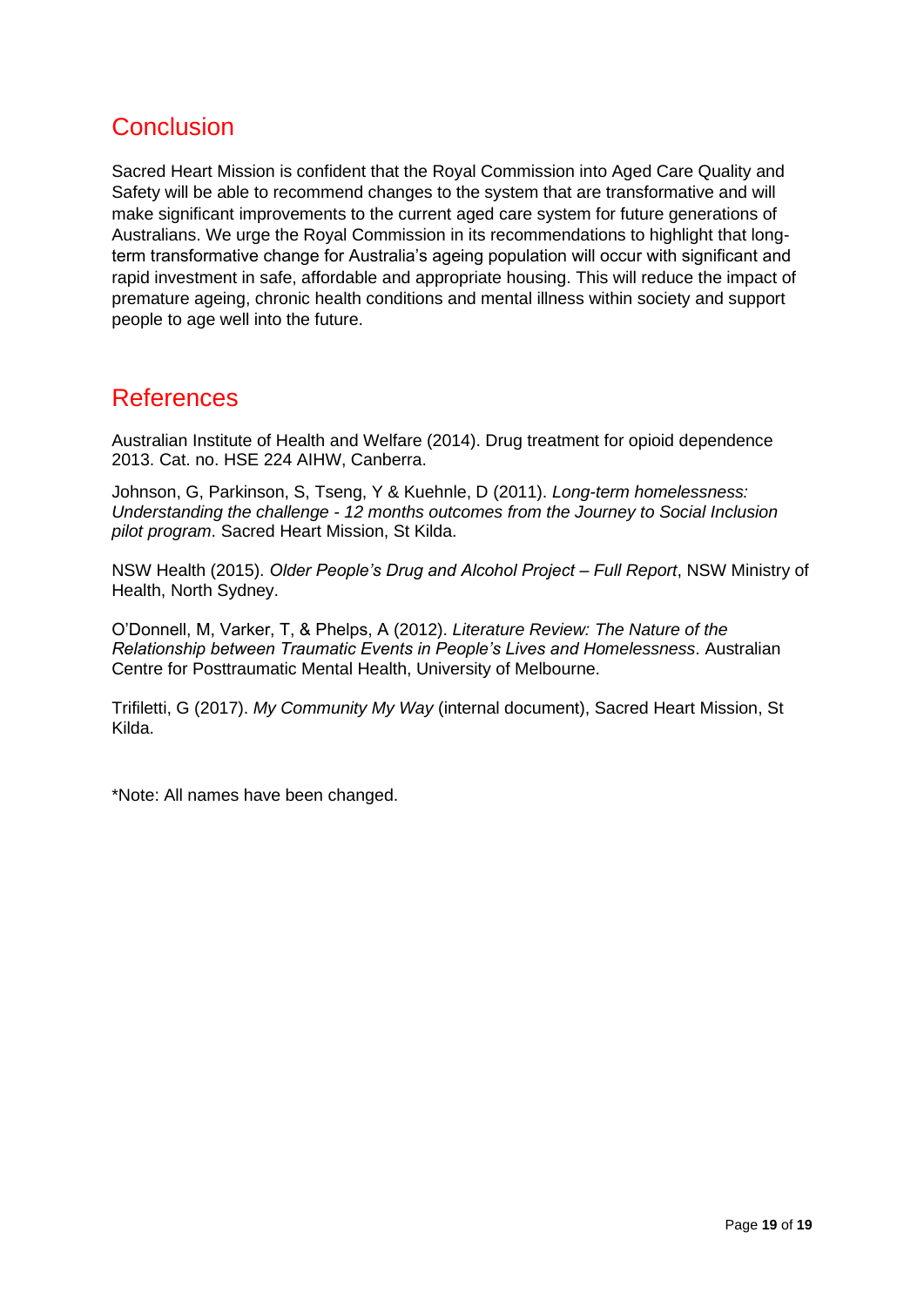## Conclusion

Sacred Heart Mission is confident that the Royal Commission into Aged Care Quality and Safety will be able to recommend changes to the system that are transformative and will make significant improvements to the current aged care system for future generations of Australians. We urge the Royal Commission in its recommendations to highlight that long-term transformative change for Australia's ageing population will occur with significant and rapid investment in safe, affordable and appropriate housing. This will reduce the impact of premature ageing, chronic health conditions and mental illness within society and support people to age well into the future.

## References

Australian Institute of Health and Welfare (2014). Drug treatment for opioid dependence 2013. Cat. no. HSE 224 AIHW, Canberra.

Johnson, G, Parkinson, S, Tseng, Y & Kuehnle, D (2011). *Long-term homelessness: Understanding the challenge - 12 months outcomes from the Journey to Social Inclusion pilot program*. Sacred Heart Mission, St Kilda.

NSW Health (2015). *Older People's Drug and Alcohol Project – Full Report*, NSW Ministry of Health, North Sydney.

O'Donnell, M, Varker, T, & Phelps, A (2012). *Literature Review: The Nature of the Relationship between Traumatic Events in People's Lives and Homelessness*. Australian Centre for Posttraumatic Mental Health, University of Melbourne.

Trifiletti, G (2017). *My Community My Way* (internal document), Sacred Heart Mission, St Kilda.

*Note: All names have been changed.